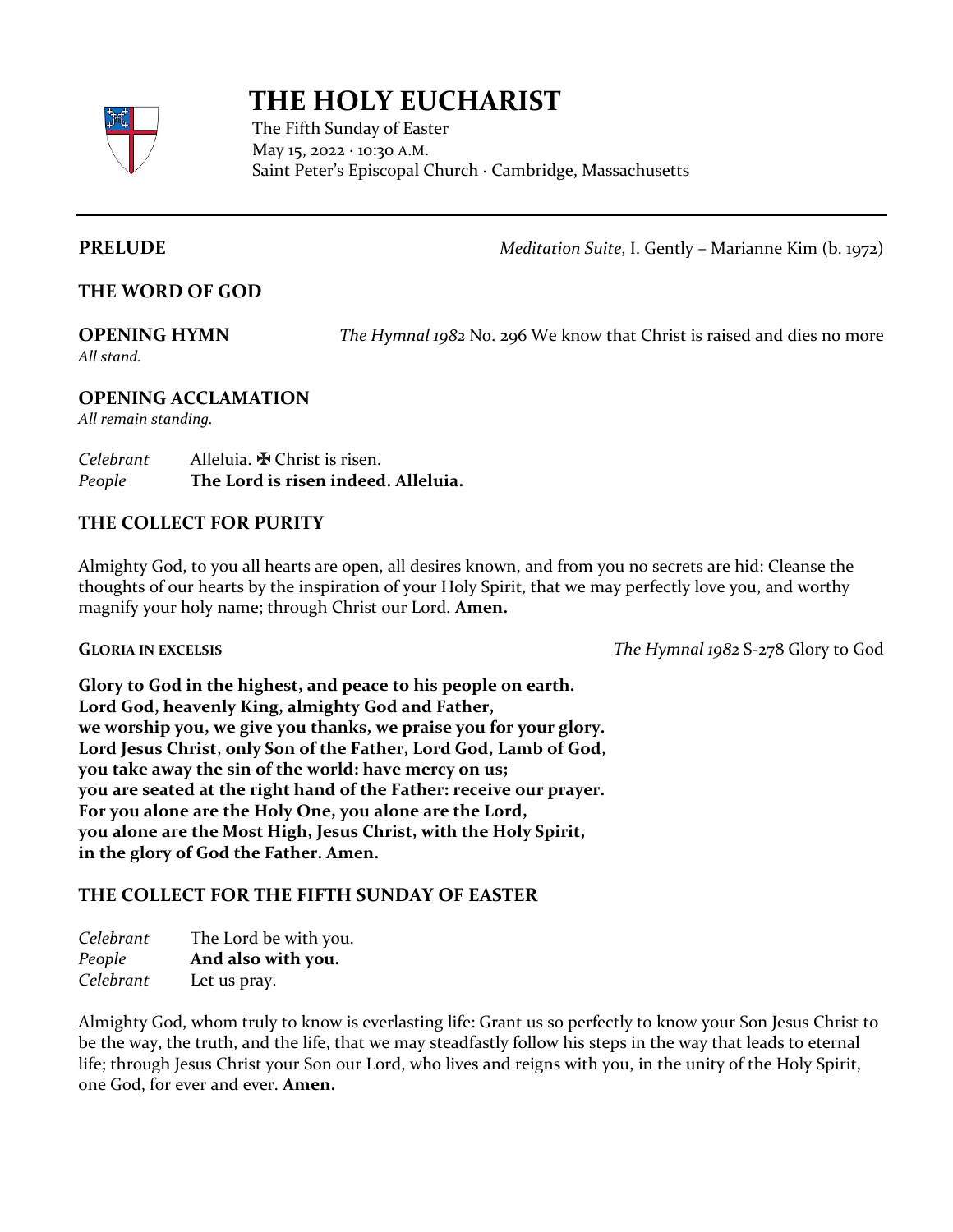# THE HOLY EUCHARIST

The Fifth Sunday of Easter
May 15, 2022 · 10:30 A.M.
Saint Peter's Episcopal Church · Cambridge, Massachusetts

---

**PRELUDE** *Meditation Suite*, I. Gently – Marianne Kim (b. 1972)

## THE WORD OF GOD

**OPENING HYMN** *The Hymnal 1982* No. 296 We know that Christ is raised and dies no more
*All stand.*

**OPENING ACCLAMATION**
*All remain standing.*

*Celebrant* Alleluia. ✠ Christ is risen.
*People* **The Lord is risen indeed. Alleluia.**

**THE COLLECT FOR PURITY**

Almighty God, to you all hearts are open, all desires known, and from you no secrets are hid: Cleanse the thoughts of our hearts by the inspiration of your Holy Spirit, that we may perfectly love you, and worthy magnify your holy name; through Christ our Lord. **Amen.**

**GLORIA IN EXCELSIS** *The Hymnal 1982* S-278 Glory to God

**Glory to God in the highest, and peace to his people on earth.**
**Lord God, heavenly King, almighty God and Father,**
**we worship you, we give you thanks, we praise you for your glory.**
**Lord Jesus Christ, only Son of the Father, Lord God, Lamb of God,**
**you take away the sin of the world: have mercy on us;**
**you are seated at the right hand of the Father: receive our prayer.**
**For you alone are the Holy One, you alone are the Lord,**
**you alone are the Most High, Jesus Christ, with the Holy Spirit,**
**in the glory of God the Father. Amen.**

**THE COLLECT FOR THE FIFTH SUNDAY OF EASTER**

*Celebrant* The Lord be with you.
*People* **And also with you.**
*Celebrant* Let us pray.

Almighty God, whom truly to know is everlasting life: Grant us so perfectly to know your Son Jesus Christ to be the way, the truth, and the life, that we may steadfastly follow his steps in the way that leads to eternal life; through Jesus Christ your Son our Lord, who lives and reigns with you, in the unity of the Holy Spirit, one God, for ever and ever. **Amen.**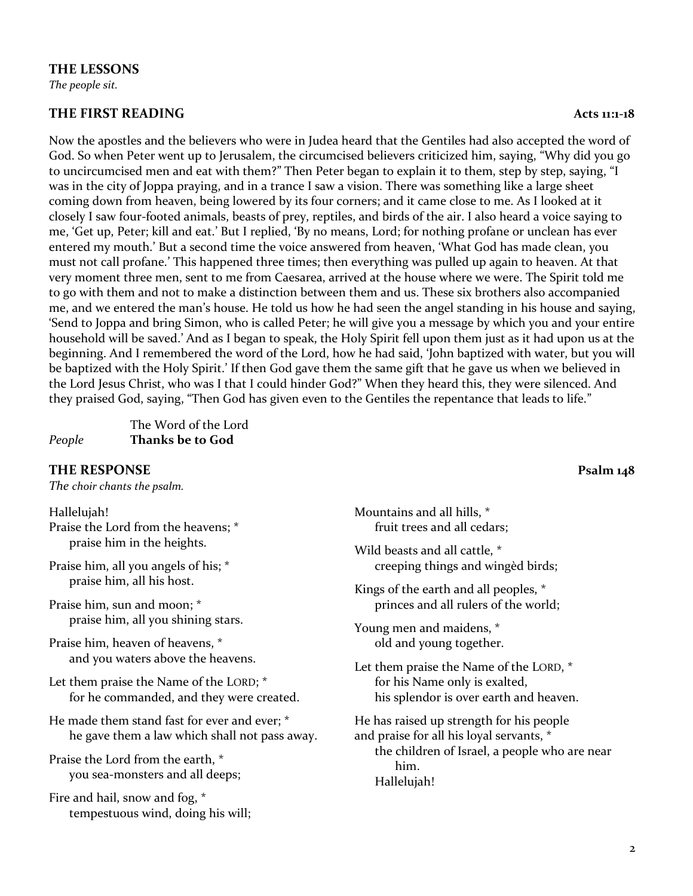## THE LESSONS

*The people sit.*

### THE FIRST READING **Acts 11:1-18**

Now the apostles and the believers who were in Judea heard that the Gentiles had also accepted the word of God. So when Peter went up to Jerusalem, the circumcised believers criticized him, saying, "Why did you go to uncircumcised men and eat with them?" Then Peter began to explain it to them, step by step, saying, "I was in the city of Joppa praying, and in a trance I saw a vision. There was something like a large sheet coming down from heaven, being lowered by its four corners; and it came close to me. As I looked at it closely I saw four-footed animals, beasts of prey, reptiles, and birds of the air. I also heard a voice saying to me, 'Get up, Peter; kill and eat.' But I replied, 'By no means, Lord; for nothing profane or unclean has ever entered my mouth.' But a second time the voice answered from heaven, 'What God has made clean, you must not call profane.' This happened three times; then everything was pulled up again to heaven. At that very moment three men, sent to me from Caesarea, arrived at the house where we were. The Spirit told me to go with them and not to make a distinction between them and us. These six brothers also accompanied me, and we entered the man's house. He told us how he had seen the angel standing in his house and saying, 'Send to Joppa and bring Simon, who is called Peter; he will give you a message by which you and your entire household will be saved.' And as I began to speak, the Holy Spirit fell upon them just as it had upon us at the beginning. And I remembered the word of the Lord, how he had said, 'John baptized with water, but you will be baptized with the Holy Spirit.' If then God gave them the same gift that he gave us when we believed in the Lord Jesus Christ, who was I that I could hinder God?" When they heard this, they were silenced. And they praised God, saying, "Then God has given even to the Gentiles the repentance that leads to life."

The Word of the Lord
*People* **Thanks be to God**

### THE RESPONSE **Psalm 148**

*The choir chants the psalm.*

Hallelujah!
Praise the Lord from the heavens; *
    praise him in the heights.

Praise him, all you angels of his; *
    praise him, all his host.

Praise him, sun and moon; *
    praise him, all you shining stars.

Praise him, heaven of heavens, *
    and you waters above the heavens.

Let them praise the Name of the LORD; *
    for he commanded, and they were created.

He made them stand fast for ever and ever; *
    he gave them a law which shall not pass away.

Praise the Lord from the earth, *
    you sea-monsters and all deeps;

Fire and hail, snow and fog, *
    tempestuous wind, doing his will;

Mountains and all hills, *
    fruit trees and all cedars;

Wild beasts and all cattle, *
    creeping things and wingèd birds;

Kings of the earth and all peoples, *
    princes and all rulers of the world;

Young men and maidens, *
    old and young together.

Let them praise the Name of the LORD, *
    for his Name only is exalted,
    his splendor is over earth and heaven.

He has raised up strength for his people
and praise for all his loyal servants, *
    the children of Israel, a people who are near him.
    Hallelujah!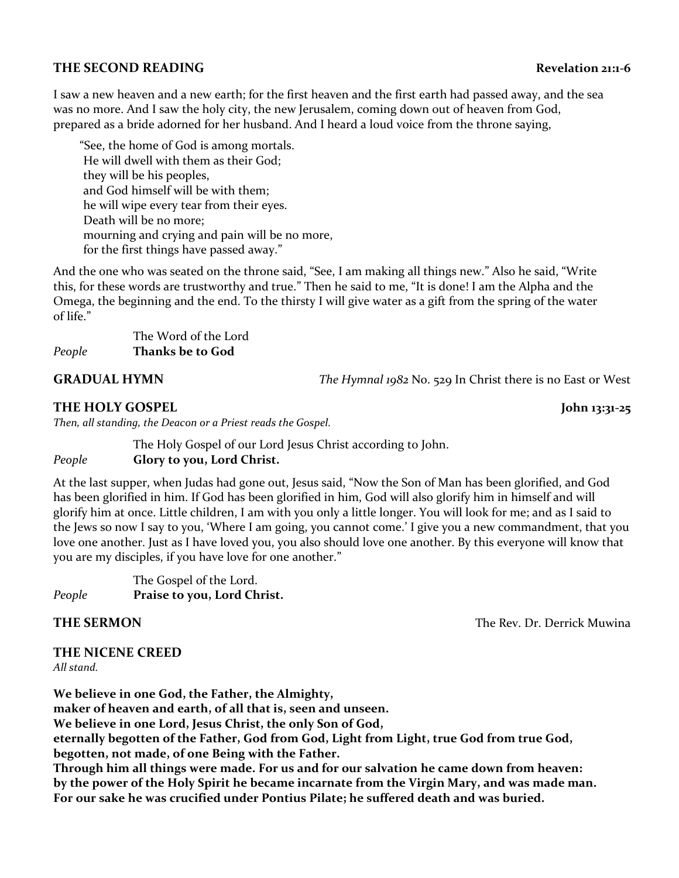**THE SECOND READING** **Revelation 21:1-6**

I saw a new heaven and a new earth; for the first heaven and the first earth had passed away, and the sea was no more. And I saw the holy city, the new Jerusalem, coming down out of heaven from God, prepared as a bride adorned for her husband. And I heard a loud voice from the throne saying,

> "See, the home of God is among mortals.  
> He will dwell with them as their God;  
> they will be his peoples,  
> and God himself will be with them;  
> he will wipe every tear from their eyes.  
> Death will be no more;  
> mourning and crying and pain will be no more,  
> for the first things have passed away."

And the one who was seated on the throne said, "See, I am making all things new." Also he said, "Write this, for these words are trustworthy and true." Then he said to me, "It is done! I am the Alpha and the Omega, the beginning and the end. To the thirsty I will give water as a gift from the spring of the water of life."

The Word of the Lord  
*People* **Thanks be to God**

**GRADUAL HYMN** *The Hymnal 1982* No. 529 In Christ there is no East or West

**THE HOLY GOSPEL** **John 13:31-25**

*Then, all standing, the Deacon or a Priest reads the Gospel.*

The Holy Gospel of our Lord Jesus Christ according to John.  
*People* **Glory to you, Lord Christ.**

At the last supper, when Judas had gone out, Jesus said, "Now the Son of Man has been glorified, and God has been glorified in him. If God has been glorified in him, God will also glorify him in himself and will glorify him at once. Little children, I am with you only a little longer. You will look for me; and as I said to the Jews so now I say to you, 'Where I am going, you cannot come.' I give you a new commandment, that you love one another. Just as I have loved you, you also should love one another. By this everyone will know that you are my disciples, if you have love for one another."

The Gospel of the Lord.  
*People* **Praise to you, Lord Christ.**

**THE SERMON** The Rev. Dr. Derrick Muwina

**THE NICENE CREED**

*All stand.*

**We believe in one God, the Father, the Almighty,**  
**maker of heaven and earth, of all that is, seen and unseen.**  
**We believe in one Lord, Jesus Christ, the only Son of God,**  
**eternally begotten of the Father, God from God, Light from Light, true God from true God,**  
**begotten, not made, of one Being with the Father.**  
**Through him all things were made. For us and for our salvation he came down from heaven:**  
**by the power of the Holy Spirit he became incarnate from the Virgin Mary, and was made man.**  
**For our sake he was crucified under Pontius Pilate; he suffered death and was buried.**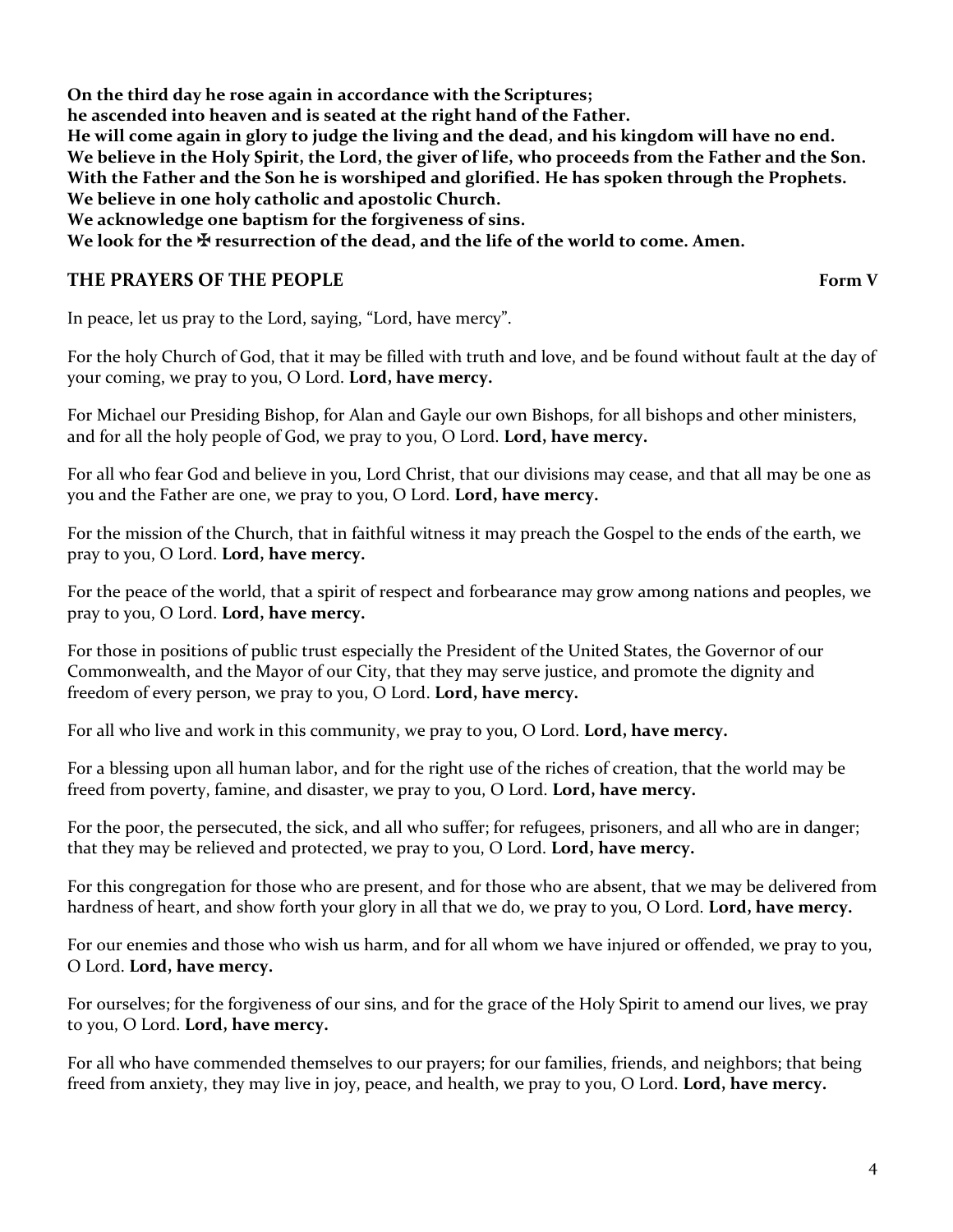**On the third day he rose again in accordance with the Scriptures;**
**he ascended into heaven and is seated at the right hand of the Father.**
**He will come again in glory to judge the living and the dead, and his kingdom will have no end.**
**We believe in the Holy Spirit, the Lord, the giver of life, who proceeds from the Father and the Son.**
**With the Father and the Son he is worshiped and glorified. He has spoken through the Prophets.**
**We believe in one holy catholic and apostolic Church.**
**We acknowledge one baptism for the forgiveness of sins.**
**We look for the ✠ resurrection of the dead, and the life of the world to come. Amen.**

## THE PRAYERS OF THE PEOPLE **Form V**

In peace, let us pray to the Lord, saying, "Lord, have mercy".

For the holy Church of God, that it may be filled with truth and love, and be found without fault at the day of your coming, we pray to you, O Lord. **Lord, have mercy.**

For Michael our Presiding Bishop, for Alan and Gayle our own Bishops, for all bishops and other ministers, and for all the holy people of God, we pray to you, O Lord. **Lord, have mercy.**

For all who fear God and believe in you, Lord Christ, that our divisions may cease, and that all may be one as you and the Father are one, we pray to you, O Lord. **Lord, have mercy.**

For the mission of the Church, that in faithful witness it may preach the Gospel to the ends of the earth, we pray to you, O Lord. **Lord, have mercy.**

For the peace of the world, that a spirit of respect and forbearance may grow among nations and peoples, we pray to you, O Lord. **Lord, have mercy.**

For those in positions of public trust especially the President of the United States, the Governor of our Commonwealth, and the Mayor of our City, that they may serve justice, and promote the dignity and freedom of every person, we pray to you, O Lord. **Lord, have mercy.**

For all who live and work in this community, we pray to you, O Lord. **Lord, have mercy.**

For a blessing upon all human labor, and for the right use of the riches of creation, that the world may be freed from poverty, famine, and disaster, we pray to you, O Lord. **Lord, have mercy.**

For the poor, the persecuted, the sick, and all who suffer; for refugees, prisoners, and all who are in danger; that they may be relieved and protected, we pray to you, O Lord. **Lord, have mercy.**

For this congregation for those who are present, and for those who are absent, that we may be delivered from hardness of heart, and show forth your glory in all that we do, we pray to you, O Lord. **Lord, have mercy.**

For our enemies and those who wish us harm, and for all whom we have injured or offended, we pray to you, O Lord. **Lord, have mercy.**

For ourselves; for the forgiveness of our sins, and for the grace of the Holy Spirit to amend our lives, we pray to you, O Lord. **Lord, have mercy.**

For all who have commended themselves to our prayers; for our families, friends, and neighbors; that being freed from anxiety, they may live in joy, peace, and health, we pray to you, O Lord. **Lord, have mercy.**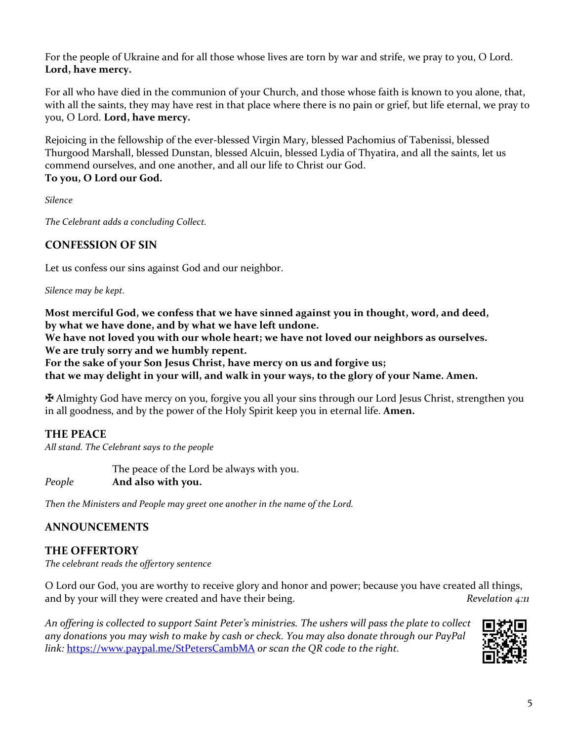For the people of Ukraine and for all those whose lives are torn by war and strife, we pray to you, O Lord.
**Lord, have mercy.**

For all who have died in the communion of your Church, and those whose faith is known to you alone, that, with all the saints, they may have rest in that place where there is no pain or grief, but life eternal, we pray to you, O Lord. **Lord, have mercy.**

Rejoicing in the fellowship of the ever-blessed Virgin Mary, blessed Pachomius of Tabenissi, blessed Thurgood Marshall, blessed Dunstan, blessed Alcuin, blessed Lydia of Thyatira, and all the saints, let us commend ourselves, and one another, and all our life to Christ our God.
**To you, O Lord our God.**

*Silence*

*The Celebrant adds a concluding Collect.*

## CONFESSION OF SIN

Let us confess our sins against God and our neighbor.

*Silence may be kept.*

**Most merciful God, we confess that we have sinned against you in thought, word, and deed,**
**by what we have done, and by what we have left undone.**
**We have not loved you with our whole heart; we have not loved our neighbors as ourselves.**
**We are truly sorry and we humbly repent.**
**For the sake of your Son Jesus Christ, have mercy on us and forgive us;**
**that we may delight in your will, and walk in your ways, to the glory of your Name. Amen.**

✠ Almighty God have mercy on you, forgive you all your sins through our Lord Jesus Christ, strengthen you in all goodness, and by the power of the Holy Spirit keep you in eternal life. **Amen.**

## THE PEACE

*All stand. The Celebrant says to the people*

The peace of the Lord be always with you.
*People* **And also with you.**

*Then the Ministers and People may greet one another in the name of the Lord.*

## ANNOUNCEMENTS

## THE OFFERTORY

*The celebrant reads the offertory sentence*

O Lord our God, you are worthy to receive glory and honor and power; because you have created all things, and by your will they were created and have their being. *Revelation 4:11*

*An offering is collected to support Saint Peter's ministries. The ushers will pass the plate to collect any donations you may wish to make by cash or check. You may also donate through our PayPal link:* https://www.paypal.me/StPetersCambMA *or scan the QR code to the right.*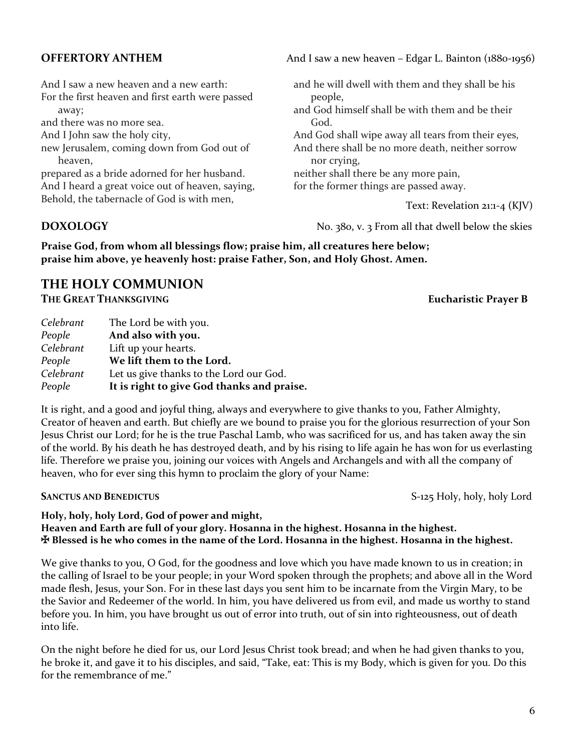**OFFERTORY ANTHEM** And I saw a new heaven – Edgar L. Bainton (1880-1956)

And I saw a new heaven and a new earth:
For the first heaven and first earth were passed away;
and there was no more sea.
And I John saw the holy city,
new Jerusalem, coming down from God out of heaven,
prepared as a bride adorned for her husband.
And I heard a great voice out of heaven, saying,
Behold, the tabernacle of God is with men,
and he will dwell with them and they shall be his people,
and God himself shall be with them and be their God.
And God shall wipe away all tears from their eyes,
And there shall be no more death, neither sorrow nor crying,
neither shall there be any more pain,
for the former things are passed away.

Text: Revelation 21:1-4 (KJV)

**DOXOLOGY** No. 380, v. 3 From all that dwell below the skies

**Praise God, from whom all blessings flow; praise him, all creatures here below; praise him above, ye heavenly host: praise Father, Son, and Holy Ghost. Amen.**

## THE HOLY COMMUNION

**THE GREAT THANKSGIVING** **Eucharistic Prayer B**

*Celebrant* The Lord be with you.
*People* **And also with you.**
*Celebrant* Lift up your hearts.
*People* **We lift them to the Lord.**
*Celebrant* Let us give thanks to the Lord our God.
*People* **It is right to give God thanks and praise.**

It is right, and a good and joyful thing, always and everywhere to give thanks to you, Father Almighty, Creator of heaven and earth. But chiefly are we bound to praise you for the glorious resurrection of your Son Jesus Christ our Lord; for he is the true Paschal Lamb, who was sacrificed for us, and has taken away the sin of the world. By his death he has destroyed death, and by his rising to life again he has won for us everlasting life. Therefore we praise you, joining our voices with Angels and Archangels and with all the company of heaven, who for ever sing this hymn to proclaim the glory of your Name:

**SANCTUS AND BENEDICTUS** S-125 Holy, holy, holy Lord

**Holy, holy, holy Lord, God of power and might,**
**Heaven and Earth are full of your glory. Hosanna in the highest. Hosanna in the highest.**
**✠ Blessed is he who comes in the name of the Lord. Hosanna in the highest. Hosanna in the highest.**

We give thanks to you, O God, for the goodness and love which you have made known to us in creation; in the calling of Israel to be your people; in your Word spoken through the prophets; and above all in the Word made flesh, Jesus, your Son. For in these last days you sent him to be incarnate from the Virgin Mary, to be the Savior and Redeemer of the world. In him, you have delivered us from evil, and made us worthy to stand before you. In him, you have brought us out of error into truth, out of sin into righteousness, out of death into life.

On the night before he died for us, our Lord Jesus Christ took bread; and when he had given thanks to you, he broke it, and gave it to his disciples, and said, "Take, eat: This is my Body, which is given for you. Do this for the remembrance of me."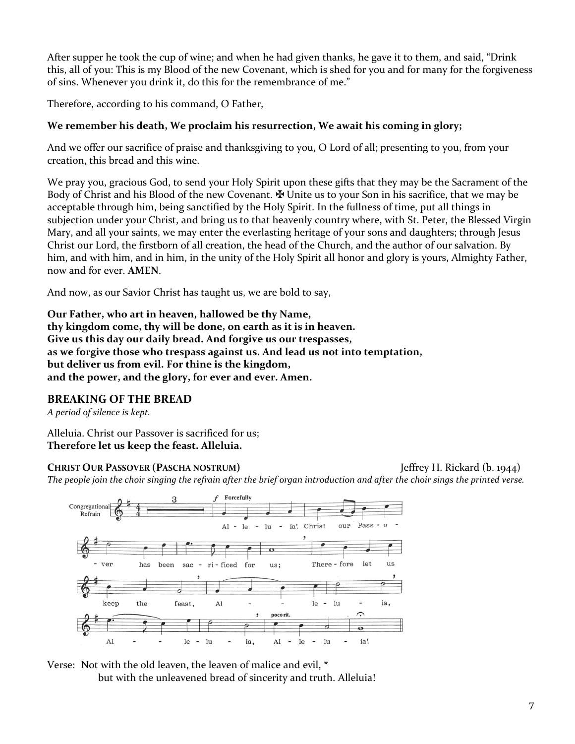After supper he took the cup of wine; and when he had given thanks, he gave it to them, and said, "Drink this, all of you: This is my Blood of the new Covenant, which is shed for you and for many for the forgiveness of sins. Whenever you drink it, do this for the remembrance of me."

Therefore, according to his command, O Father,

**We remember his death, We proclaim his resurrection, We await his coming in glory;**

And we offer our sacrifice of praise and thanksgiving to you, O Lord of all; presenting to you, from your creation, this bread and this wine.

We pray you, gracious God, to send your Holy Spirit upon these gifts that they may be the Sacrament of the Body of Christ and his Blood of the new Covenant. ✠ Unite us to your Son in his sacrifice, that we may be acceptable through him, being sanctified by the Holy Spirit. In the fullness of time, put all things in subjection under your Christ, and bring us to that heavenly country where, with St. Peter, the Blessed Virgin Mary, and all your saints, we may enter the everlasting heritage of your sons and daughters; through Jesus Christ our Lord, the firstborn of all creation, the head of the Church, and the author of our salvation. By him, and with him, and in him, in the unity of the Holy Spirit all honor and glory is yours, Almighty Father, now and for ever. **AMEN**.

And now, as our Savior Christ has taught us, we are bold to say,

**Our Father, who art in heaven, hallowed be thy Name,**
**thy kingdom come, thy will be done, on earth as it is in heaven.**
**Give us this day our daily bread. And forgive us our trespasses,**
**as we forgive those who trespass against us. And lead us not into temptation,**
**but deliver us from evil. For thine is the kingdom,**
**and the power, and the glory, for ever and ever. Amen.**

## BREAKING OF THE BREAD

*A period of silence is kept.*

Alleluia. Christ our Passover is sacrificed for us;
**Therefore let us keep the feast. Alleluia.**

**CHRIST OUR PASSOVER (PASCHA NOSTRUM)** Jeffrey H. Rickard (b. 1944)

*The people join the choir singing the refrain after the brief organ introduction and after the choir sings the printed verse.*

Congregational Refrain: Alleluia! Christ our Passover has been sacrificed for us; Therefore let us keep the feast, Alleluia, Alleluia, Alleluia!

Verse: Not with the old leaven, the leaven of malice and evil, *
but with the unleavened bread of sincerity and truth. Alleluia!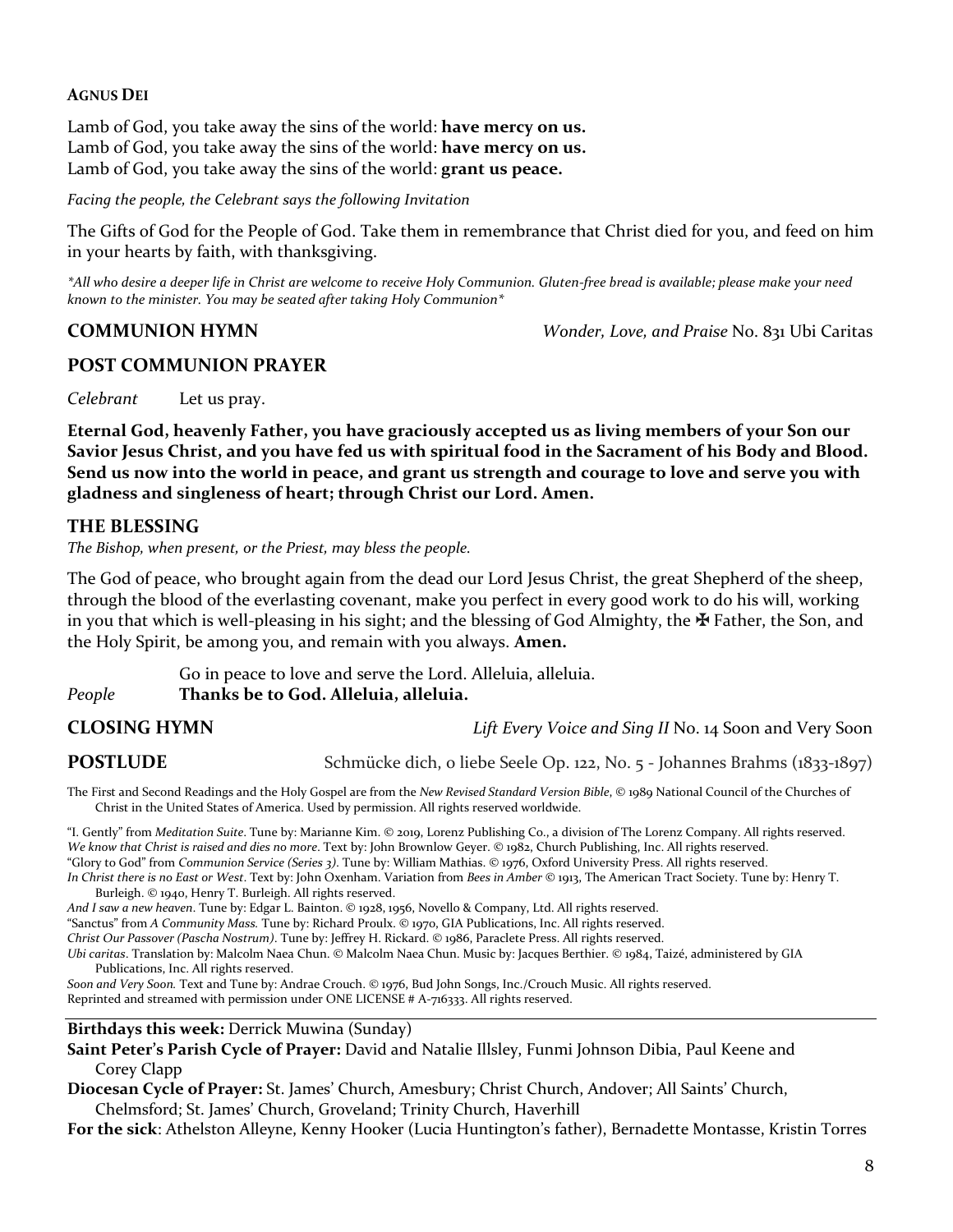**AGNUS DEI**

Lamb of God, you take away the sins of the world: **have mercy on us.**
Lamb of God, you take away the sins of the world: **have mercy on us.**
Lamb of God, you take away the sins of the world: **grant us peace.**

*Facing the people, the Celebrant says the following Invitation*

The Gifts of God for the People of God. Take them in remembrance that Christ died for you, and feed on him in your hearts by faith, with thanksgiving.

**All who desire a deeper life in Christ are welcome to receive Holy Communion. Gluten-free bread is available; please make your need known to the minister. You may be seated after taking Holy Communion**

**COMMUNION HYMN** *Wonder, Love, and Praise* No. 831 Ubi Caritas

## POST COMMUNION PRAYER

*Celebrant* Let us pray.

**Eternal God, heavenly Father, you have graciously accepted us as living members of your Son our Savior Jesus Christ, and you have fed us with spiritual food in the Sacrament of his Body and Blood. Send us now into the world in peace, and grant us strength and courage to love and serve you with gladness and singleness of heart; through Christ our Lord. Amen.**

## THE BLESSING

*The Bishop, when present, or the Priest, may bless the people.*

The God of peace, who brought again from the dead our Lord Jesus Christ, the great Shepherd of the sheep, through the blood of the everlasting covenant, make you perfect in every good work to do his will, working in you that which is well-pleasing in his sight; and the blessing of God Almighty, the ✠ Father, the Son, and the Holy Spirit, be among you, and remain with you always. **Amen.**

Go in peace to love and serve the Lord. Alleluia, alleluia.
*People* **Thanks be to God. Alleluia, alleluia.**

**CLOSING HYMN** *Lift Every Voice and Sing II* No. 14 Soon and Very Soon

**POSTLUDE** Schmücke dich, o liebe Seele Op. 122, No. 5 - Johannes Brahms (1833-1897)

The First and Second Readings and the Holy Gospel are from the *New Revised Standard Version Bible*, © 1989 National Council of the Churches of Christ in the United States of America. Used by permission. All rights reserved worldwide.

"I. Gently" from *Meditation Suite*. Tune by: Marianne Kim. © 2019, Lorenz Publishing Co., a division of The Lorenz Company. All rights reserved.
*We know that Christ is raised and dies no more*. Text by: John Brownlow Geyer. © 1982, Church Publishing, Inc. All rights reserved.
"Glory to God" from *Communion Service (Series 3)*. Tune by: William Mathias. © 1976, Oxford University Press. All rights reserved.
*In Christ there is no East or West*. Text by: John Oxenham. Variation from *Bees in Amber* © 1913, The American Tract Society. Tune by: Henry T. Burleigh. © 1940, Henry T. Burleigh. All rights reserved.
*And I saw a new heaven*. Tune by: Edgar L. Bainton. © 1928, 1956, Novello & Company, Ltd. All rights reserved.
"Sanctus" from *A Community Mass.* Tune by: Richard Proulx. © 1970, GIA Publications, Inc. All rights reserved.
*Christ Our Passover (Pascha Nostrum)*. Tune by: Jeffrey H. Rickard. © 1986, Paraclete Press. All rights reserved.
*Ubi caritas*. Translation by: Malcolm Naea Chun. © Malcolm Naea Chun. Music by: Jacques Berthier. © 1984, Taizé, administered by GIA Publications, Inc. All rights reserved.
*Soon and Very Soon.* Text and Tune by: Andrae Crouch. © 1976, Bud John Songs, Inc./Crouch Music. All rights reserved.
Reprinted and streamed with permission under ONE LICENSE # A-716333. All rights reserved.

---

**Birthdays this week:** Derrick Muwina (Sunday)
**Saint Peter's Parish Cycle of Prayer:** David and Natalie Illsley, Funmi Johnson Dibia, Paul Keene and Corey Clapp
**Diocesan Cycle of Prayer:** St. James' Church, Amesbury; Christ Church, Andover; All Saints' Church, Chelmsford; St. James' Church, Groveland; Trinity Church, Haverhill
**For the sick**: Athelston Alleyne, Kenny Hooker (Lucia Huntington's father), Bernadette Montasse, Kristin Torres